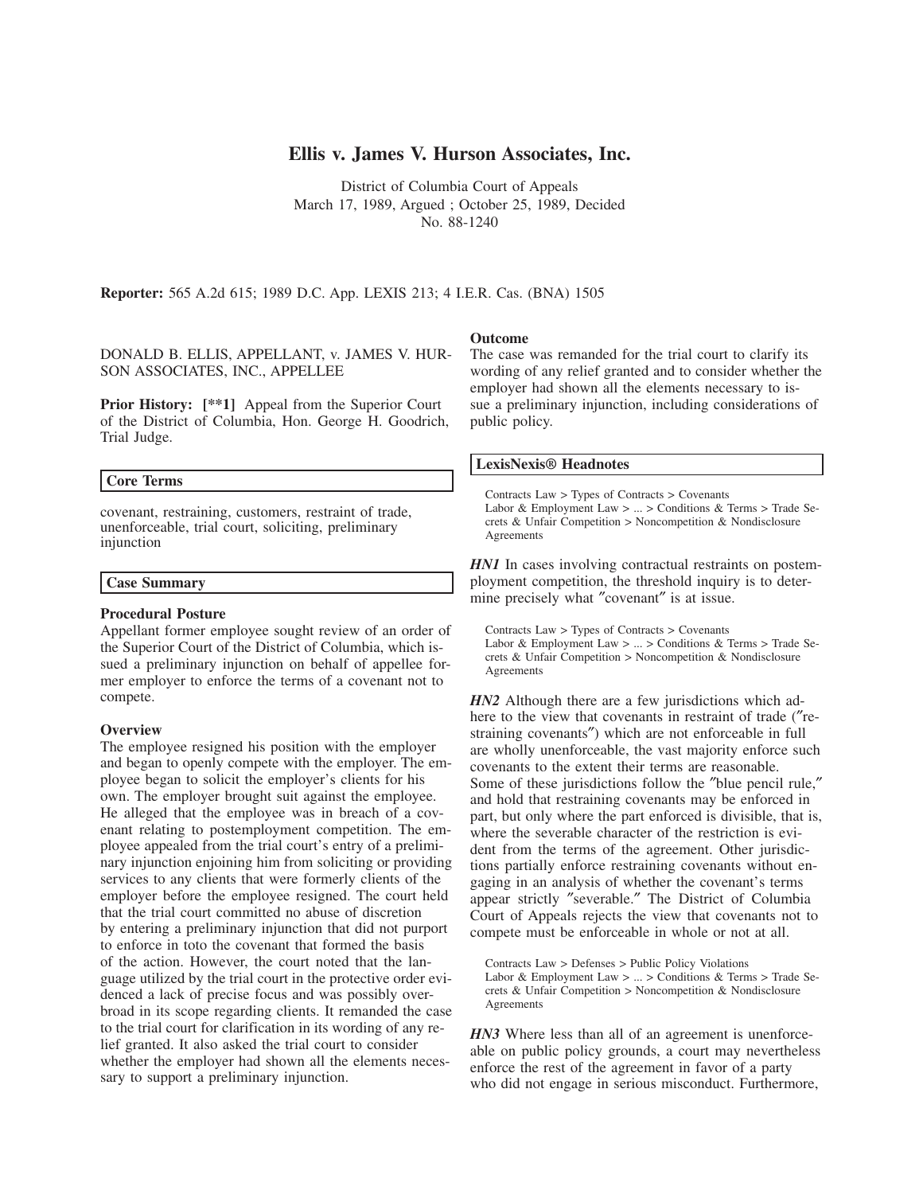# Ellis v. James V. Hurson Associates, Inc.

District of Columbia Court of Appeals
March 17, 1989, Argued ; October 25, 1989, Decided
No. 88-1240

**Reporter:** 565 A.2d 615; 1989 D.C. App. LEXIS 213; 4 I.E.R. Cas. (BNA) 1505

DONALD B. ELLIS, APPELLANT, v. JAMES V. HURSON ASSOCIATES, INC., APPELLEE

**Prior History:** **[**1]** Appeal from the Superior Court of the District of Columbia, Hon. George H. Goodrich, Trial Judge.

## Core Terms

covenant, restraining, customers, restraint of trade, unenforceable, trial court, soliciting, preliminary injunction

## Case Summary

### Procedural Posture

Appellant former employee sought review of an order of the Superior Court of the District of Columbia, which issued a preliminary injunction on behalf of appellee former employer to enforce the terms of a covenant not to compete.

### Overview

The employee resigned his position with the employer and began to openly compete with the employer. The employee began to solicit the employer's clients for his own. The employer brought suit against the employee. He alleged that the employee was in breach of a covenant relating to postemployment competition. The employee appealed from the trial court's entry of a preliminary injunction enjoining him from soliciting or providing services to any clients that were formerly clients of the employer before the employee resigned. The court held that the trial court committed no abuse of discretion by entering a preliminary injunction that did not purport to enforce in toto the covenant that formed the basis of the action. However, the court noted that the language utilized by the trial court in the protective order evidenced a lack of precise focus and was possibly overbroad in its scope regarding clients. It remanded the case to the trial court for clarification in its wording of any relief granted. It also asked the trial court to consider whether the employer had shown all the elements necessary to support a preliminary injunction.

### Outcome

The case was remanded for the trial court to clarify its wording of any relief granted and to consider whether the employer had shown all the elements necessary to issue a preliminary injunction, including considerations of public policy.

## LexisNexis® Headnotes

Contracts Law > Types of Contracts > Covenants
Labor & Employment Law > ... > Conditions & Terms > Trade Secrets & Unfair Competition > Noncompetition & Nondisclosure Agreements

***HN1*** In cases involving contractual restraints on postemployment competition, the threshold inquiry is to determine precisely what "covenant" is at issue.

Contracts Law > Types of Contracts > Covenants
Labor & Employment Law > ... > Conditions & Terms > Trade Secrets & Unfair Competition > Noncompetition & Nondisclosure Agreements

***HN2*** Although there are a few jurisdictions which adhere to the view that covenants in restraint of trade ("restraining covenants") which are not enforceable in full are wholly unenforceable, the vast majority enforce such covenants to the extent their terms are reasonable. Some of these jurisdictions follow the "blue pencil rule," and hold that restraining covenants may be enforced in part, but only where the part enforced is divisible, that is, where the severable character of the restriction is evident from the terms of the agreement. Other jurisdictions partially enforce restraining covenants without engaging in an analysis of whether the covenant's terms appear strictly "severable." The District of Columbia Court of Appeals rejects the view that covenants not to compete must be enforceable in whole or not at all.

Contracts Law > Defenses > Public Policy Violations
Labor & Employment Law > ... > Conditions & Terms > Trade Secrets & Unfair Competition > Noncompetition & Nondisclosure Agreements

***HN3*** Where less than all of an agreement is unenforceable on public policy grounds, a court may nevertheless enforce the rest of the agreement in favor of a party who did not engage in serious misconduct. Furthermore,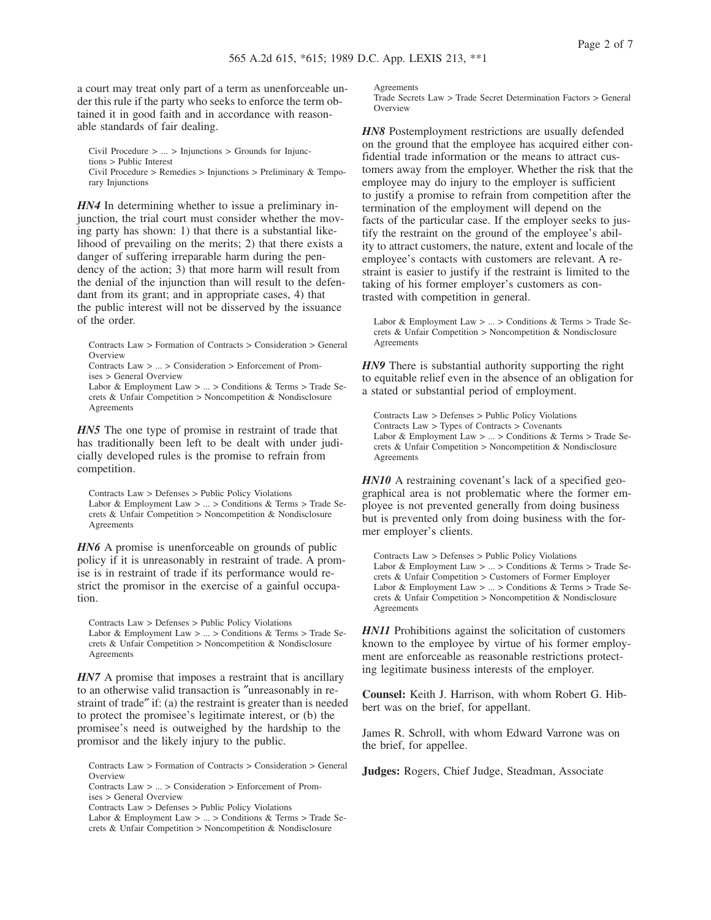a court may treat only part of a term as unenforceable under this rule if the party who seeks to enforce the term obtained it in good faith and in accordance with reasonable standards of fair dealing.

Civil Procedure > ... > Injunctions > Grounds for Injunctions > Public Interest
Civil Procedure > Remedies > Injunctions > Preliminary & Temporary Injunctions

***HN4*** In determining whether to issue a preliminary injunction, the trial court must consider whether the moving party has shown: 1) that there is a substantial likelihood of prevailing on the merits; 2) that there exists a danger of suffering irreparable harm during the pendency of the action; 3) that more harm will result from the denial of the injunction than will result to the defendant from its grant; and in appropriate cases, 4) that the public interest will not be disserved by the issuance of the order.

Contracts Law > Formation of Contracts > Consideration > General Overview
Contracts Law > ... > Consideration > Enforcement of Promises > General Overview
Labor & Employment Law > ... > Conditions & Terms > Trade Secrets & Unfair Competition > Noncompetition & Nondisclosure Agreements

***HN5*** The one type of promise in restraint of trade that has traditionally been left to be dealt with under judicially developed rules is the promise to refrain from competition.

Contracts Law > Defenses > Public Policy Violations
Labor & Employment Law > ... > Conditions & Terms > Trade Secrets & Unfair Competition > Noncompetition & Nondisclosure Agreements

***HN6*** A promise is unenforceable on grounds of public policy if it is unreasonably in restraint of trade. A promise is in restraint of trade if its performance would restrict the promisor in the exercise of a gainful occupation.

Contracts Law > Defenses > Public Policy Violations
Labor & Employment Law > ... > Conditions & Terms > Trade Secrets & Unfair Competition > Noncompetition & Nondisclosure Agreements

***HN7*** A promise that imposes a restraint that is ancillary to an otherwise valid transaction is "unreasonably in restraint of trade" if: (a) the restraint is greater than is needed to protect the promisee's legitimate interest, or (b) the promisee's need is outweighed by the hardship to the promisor and the likely injury to the public.

Contracts Law > Formation of Contracts > Consideration > General Overview
Contracts Law > ... > Consideration > Enforcement of Promises > General Overview
Contracts Law > Defenses > Public Policy Violations
Labor & Employment Law > ... > Conditions & Terms > Trade Secrets & Unfair Competition > Noncompetition & Nondisclosure Agreements
Trade Secrets Law > Trade Secret Determination Factors > General Overview

***HN8*** Postemployment restrictions are usually defended on the ground that the employee has acquired either confidential trade information or the means to attract customers away from the employer. Whether the risk that the employee may do injury to the employer is sufficient to justify a promise to refrain from competition after the termination of the employment will depend on the facts of the particular case. If the employer seeks to justify the restraint on the ground of the employee's ability to attract customers, the nature, extent and locale of the employee's contacts with customers are relevant. A restraint is easier to justify if the restraint is limited to the taking of his former employer's customers as contrasted with competition in general.

Labor & Employment Law > ... > Conditions & Terms > Trade Secrets & Unfair Competition > Noncompetition & Nondisclosure Agreements

***HN9*** There is substantial authority supporting the right to equitable relief even in the absence of an obligation for a stated or substantial period of employment.

Contracts Law > Defenses > Public Policy Violations
Contracts Law > Types of Contracts > Covenants
Labor & Employment Law > ... > Conditions & Terms > Trade Secrets & Unfair Competition > Noncompetition & Nondisclosure Agreements

***HN10*** A restraining covenant's lack of a specified geographical area is not problematic where the former employee is not prevented generally from doing business but is prevented only from doing business with the former employer's clients.

Contracts Law > Defenses > Public Policy Violations
Labor & Employment Law > ... > Conditions & Terms > Trade Secrets & Unfair Competition > Customers of Former Employer
Labor & Employment Law > ... > Conditions & Terms > Trade Secrets & Unfair Competition > Noncompetition & Nondisclosure Agreements

***HN11*** Prohibitions against the solicitation of customers known to the employee by virtue of his former employment are enforceable as reasonable restrictions protecting legitimate business interests of the employer.

**Counsel:** Keith J. Harrison, with whom Robert G. Hibbert was on the brief, for appellant.

James R. Schroll, with whom Edward Varrone was on the brief, for appellee.

**Judges:** Rogers, Chief Judge, Steadman, Associate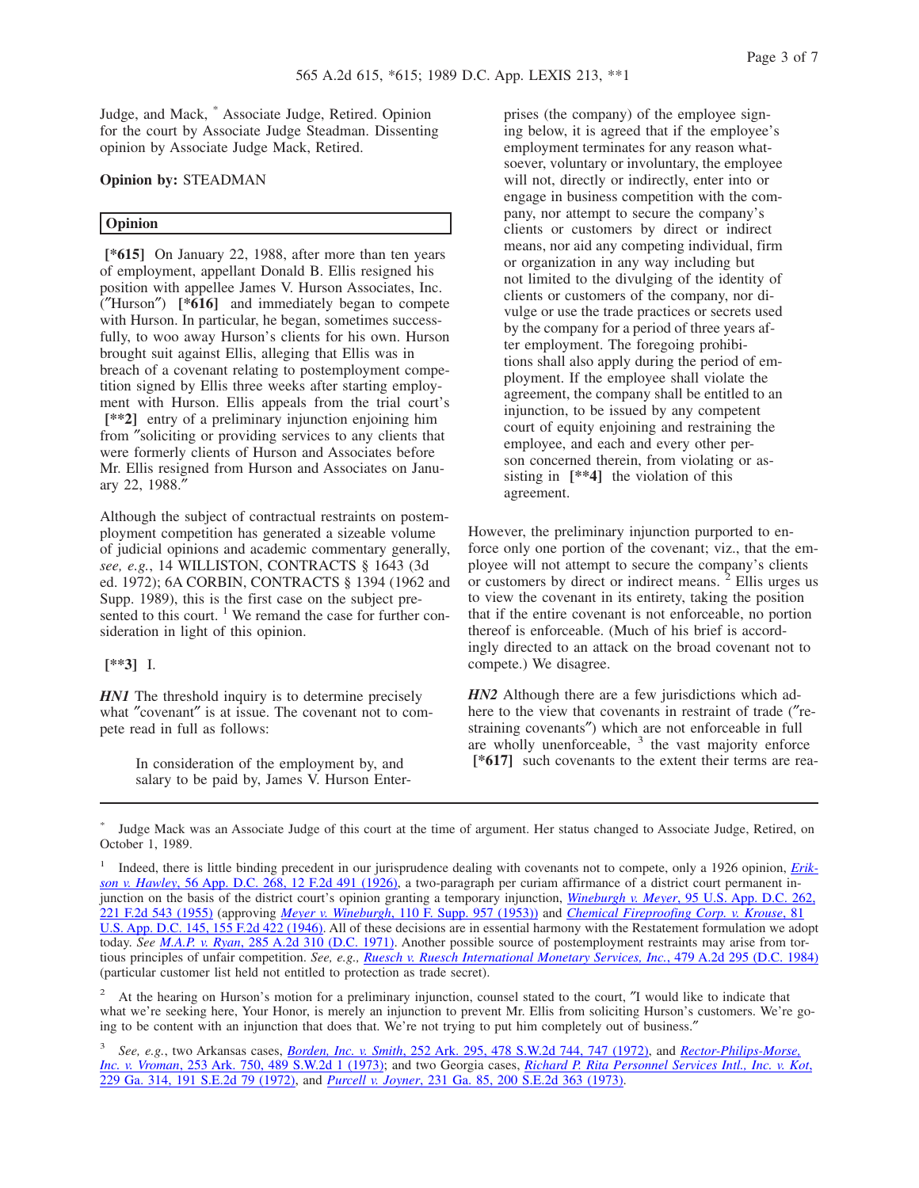Judge, and Mack, [*] Associate Judge, Retired. Opinion for the court by Associate Judge Steadman. Dissenting opinion by Associate Judge Mack, Retired.

**Opinion by:** STEADMAN

## Opinion

**[*615]** On January 22, 1988, after more than ten years of employment, appellant Donald B. Ellis resigned his position with appellee James V. Hurson Associates, Inc. ("Hurson") **[*616]** and immediately began to compete with Hurson. In particular, he began, sometimes successfully, to woo away Hurson's clients for his own. Hurson brought suit against Ellis, alleging that Ellis was in breach of a covenant relating to postemployment competition signed by Ellis three weeks after starting employment with Hurson. Ellis appeals from the trial court's **[**2]** entry of a preliminary injunction enjoining him from "soliciting or providing services to any clients that were formerly clients of Hurson and Associates before Mr. Ellis resigned from Hurson and Associates on January 22, 1988."

Although the subject of contractual restraints on postemployment competition has generated a sizeable volume of judicial opinions and academic commentary generally, *see, e.g.*, 14 WILLISTON, CONTRACTS § 1643 (3d ed. 1972); 6A CORBIN, CONTRACTS § 1394 (1962 and Supp. 1989), this is the first case on the subject presented to this court. [1] We remand the case for further consideration in light of this opinion.

**[**3]** I.

***HN1*** The threshold inquiry is to determine precisely what "covenant" is at issue. The covenant not to compete read in full as follows:

> In consideration of the employment by, and salary to be paid by, James V. Hurson Enterprises (the company) of the employee signing below, it is agreed that if the employee's employment terminates for any reason whatsoever, voluntary or involuntary, the employee will not, directly or indirectly, enter into or engage in business competition with the company, nor attempt to secure the company's clients or customers by direct or indirect means, nor aid any competing individual, firm or organization in any way including but not limited to the divulging of the identity of clients or customers of the company, nor divulge or use the trade practices or secrets used by the company for a period of three years after employment. The foregoing prohibitions shall also apply during the period of employment. If the employee shall violate the agreement, the company shall be entitled to an injunction, to be issued by any competent court of equity enjoining and restraining the employee, and each and every other person concerned therein, from violating or assisting in **[**4]** the violation of this agreement.

However, the preliminary injunction purported to enforce only one portion of the covenant; viz., that the employee will not attempt to secure the company's clients or customers by direct or indirect means. [2] Ellis urges us to view the covenant in its entirety, taking the position that if the entire covenant is not enforceable, no portion thereof is enforceable. (Much of his brief is accordingly directed to an attack on the broad covenant not to compete.) We disagree.

***HN2*** Although there are a few jurisdictions which adhere to the view that covenants in restraint of trade ("restraining covenants") which are not enforceable in full are wholly unenforceable, [3] the vast majority enforce **[*617]** such covenants to the extent their terms are rea-

---

[*] Judge Mack was an Associate Judge of this court at the time of argument. Her status changed to Associate Judge, Retired, on October 1, 1989.

[1] Indeed, there is little binding precedent in our jurisprudence dealing with covenants not to compete, only a 1926 opinion, *Erikson v. Hawley*, 56 App. D.C. 268, 12 F.2d 491 (1926), a two-paragraph per curiam affirmance of a district court permanent injunction on the basis of the district court's opinion granting a temporary injunction, *Wineburgh v. Meyer*, 95 U.S. App. D.C. 262, 221 F.2d 543 (1955) (approving *Meyer v. Wineburgh*, 110 F. Supp. 957 (1953)) and *Chemical Fireproofing Corp. v. Krouse*, 81 U.S. App. D.C. 145, 155 F.2d 422 (1946). All of these decisions are in essential harmony with the Restatement formulation we adopt today. *See M.A.P. v. Ryan*, 285 A.2d 310 (D.C. 1971). Another possible source of postemployment restraints may arise from tortious principles of unfair competition. *See, e.g., Ruesch v. Ruesch International Monetary Services, Inc.*, 479 A.2d 295 (D.C. 1984) (particular customer list held not entitled to protection as trade secret).

[2] At the hearing on Hurson's motion for a preliminary injunction, counsel stated to the court, "I would like to indicate that what we're seeking here, Your Honor, is merely an injunction to prevent Mr. Ellis from soliciting Hurson's customers. We're going to be content with an injunction that does that. We're not trying to put him completely out of business."

[3] *See, e.g.*, two Arkansas cases, *Borden, Inc. v. Smith*, 252 Ark. 295, 478 S.W.2d 744, 747 (1972), and *Rector-Philips-Morse, Inc. v. Vroman*, 253 Ark. 750, 489 S.W.2d 1 (1973); and two Georgia cases, *Richard P. Rita Personnel Services Intl., Inc. v. Kot*, 229 Ga. 314, 191 S.E.2d 79 (1972), and *Purcell v. Joyner*, 231 Ga. 85, 200 S.E.2d 363 (1973).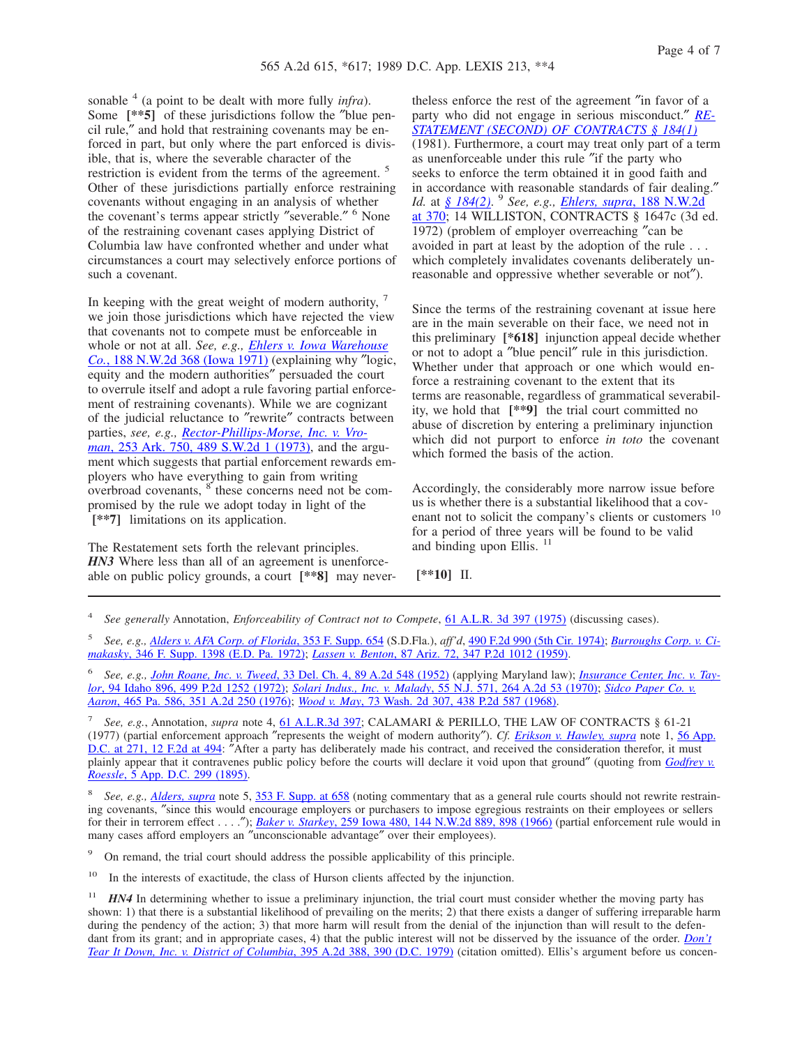sonable [4] (a point to be dealt with more fully *infra*). Some **[**5]** of these jurisdictions follow the "blue pencil rule," and hold that restraining covenants may be enforced in part, but only where the part enforced is divisible, that is, where the severable character of the restriction is evident from the terms of the agreement. [5] Other of these jurisdictions partially enforce restraining covenants without engaging in an analysis of whether the covenant's terms appear strictly "severable." [6] None of the restraining covenant cases applying District of Columbia law have confronted whether and under what circumstances a court may selectively enforce portions of such a covenant.

In keeping with the great weight of modern authority, [7] we join those jurisdictions which have rejected the view that covenants not to compete must be enforceable in whole or not at all. *See, e.g., Ehlers v. Iowa Warehouse Co.*, 188 N.W.2d 368 (Iowa 1971) (explaining why "logic, equity and the modern authorities" persuaded the court to overrule itself and adopt a rule favoring partial enforcement of restraining covenants). While we are cognizant of the judicial reluctance to "rewrite" contracts between parties, *see, e.g., Rector-Phillips-Morse, Inc. v. Vroman*, 253 Ark. 750, 489 S.W.2d 1 (1973), and the argument which suggests that partial enforcement rewards employers who have everything to gain from writing overbroad covenants, [8] these concerns need not be compromised by the rule we adopt today in light of the **[**7]** limitations on its application.

The Restatement sets forth the relevant principles. ***HN3*** Where less than all of an agreement is unenforceable on public policy grounds, a court **[**8]** may nevertheless enforce the rest of the agreement "in favor of a party who did not engage in serious misconduct." RESTATEMENT (SECOND) OF CONTRACTS § 184(1) (1981). Furthermore, a court may treat only part of a term as unenforceable under this rule "if the party who seeks to enforce the term obtained it in good faith and in accordance with reasonable standards of fair dealing." *Id.* at § 184(2). [9] *See, e.g., Ehlers, supra*, 188 N.W.2d at 370; 14 WILLISTON, CONTRACTS § 1647c (3d ed. 1972) (problem of employer overreaching "can be avoided in part at least by the adoption of the rule . . . which completely invalidates covenants deliberately unreasonable and oppressive whether severable or not").

Since the terms of the restraining covenant at issue here are in the main severable on their face, we need not in this preliminary **[*618]** injunction appeal decide whether or not to adopt a "blue pencil" rule in this jurisdiction. Whether under that approach or one which would enforce a restraining covenant to the extent that its terms are reasonable, regardless of grammatical severability, we hold that **[**9]** the trial court committed no abuse of discretion by entering a preliminary injunction which did not purport to enforce *in toto* the covenant which formed the basis of the action.

Accordingly, the considerably more narrow issue before us is whether there is a substantial likelihood that a covenant not to solicit the company's clients or customers [10] for a period of three years will be found to be valid and binding upon Ellis. [11]

**[**10]** II.

---

[4] *See generally* Annotation, *Enforceability of Contract not to Compete*, 61 A.L.R. 3d 397 (1975) (discussing cases).

[5] *See, e.g., Alders v. AFA Corp. of Florida*, 353 F. Supp. 654 (S.D.Fla.), *aff'd*, 490 F.2d 990 (5th Cir. 1974); *Burroughs Corp. v. Cimakasky*, 346 F. Supp. 1398 (E.D. Pa. 1972); *Lassen v. Benton*, 87 Ariz. 72, 347 P.2d 1012 (1959).

[6] *See, e.g., John Roane, Inc. v. Tweed*, 33 Del. Ch. 4, 89 A.2d 548 (1952) (applying Maryland law); *Insurance Center, Inc. v. Taylor*, 94 Idaho 896, 499 P.2d 1252 (1972); *Solari Indus., Inc. v. Malady*, 55 N.J. 571, 264 A.2d 53 (1970); *Sidco Paper Co. v. Aaron*, 465 Pa. 586, 351 A.2d 250 (1976); *Wood v. May*, 73 Wash. 2d 307, 438 P.2d 587 (1968).

[7] *See, e.g.*, Annotation, *supra* note 4, 61 A.L.R.3d 397; CALAMARI & PERILLO, THE LAW OF CONTRACTS § 61-21 (1977) (partial enforcement approach "represents the weight of modern authority"). *Cf. Erikson v. Hawley, supra* note 1, 56 App. D.C. at 271, 12 F.2d at 494: "After a party has deliberately made his contract, and received the consideration therefor, it must plainly appear that it contravenes public policy before the courts will declare it void upon that ground" (quoting from *Godfrey v. Roessle*, 5 App. D.C. 299 (1895).

[8] *See, e.g., Alders, supra* note 5, 353 F. Supp. at 658 (noting commentary that as a general rule courts should not rewrite restraining covenants, "since this would encourage employers or purchasers to impose egregious restraints on their employees or sellers for their in terrorem effect . . . ."); *Baker v. Starkey*, 259 Iowa 480, 144 N.W.2d 889, 898 (1966) (partial enforcement rule would in many cases afford employers an "unconscionable advantage" over their employees).

[9] On remand, the trial court should address the possible applicability of this principle.

[10] In the interests of exactitude, the class of Hurson clients affected by the injunction.

[11] ***HN4*** In determining whether to issue a preliminary injunction, the trial court must consider whether the moving party has shown: 1) that there is a substantial likelihood of prevailing on the merits; 2) that there exists a danger of suffering irreparable harm during the pendency of the action; 3) that more harm will result from the denial of the injunction than will result to the defendant from its grant; and in appropriate cases, 4) that the public interest will not be disserved by the issuance of the order. *Don't Tear It Down, Inc. v. District of Columbia*, 395 A.2d 388, 390 (D.C. 1979) (citation omitted). Ellis's argument before us concen-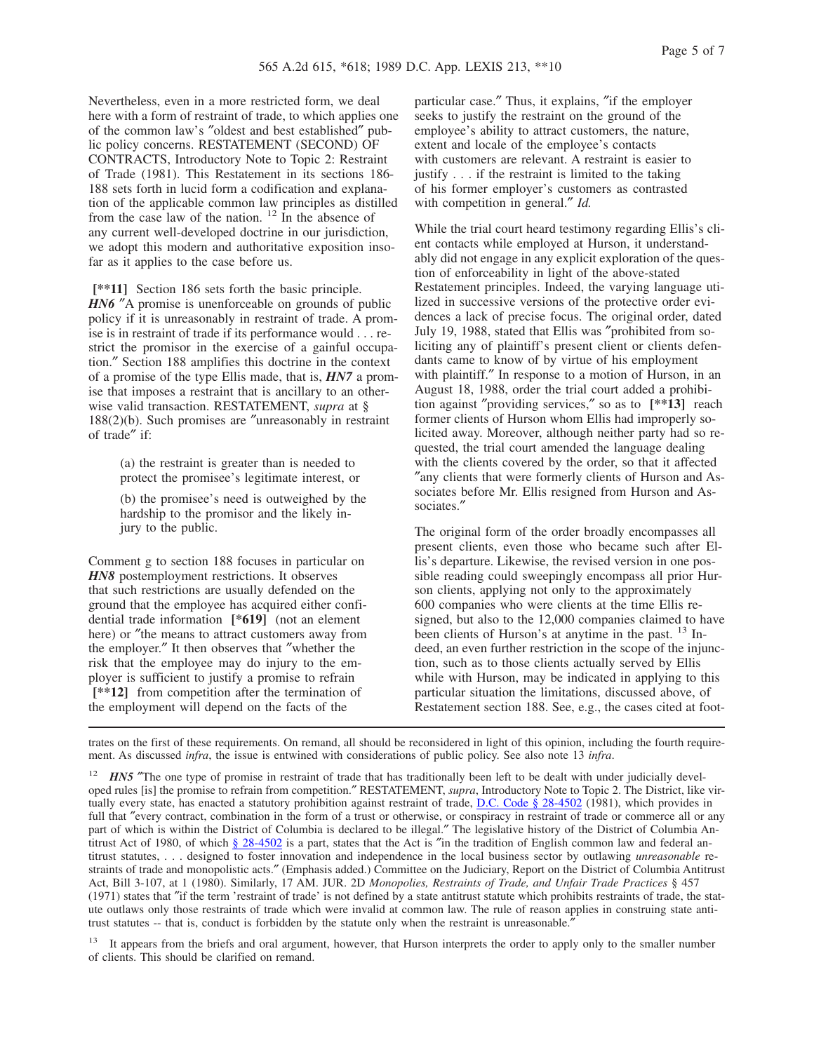Nevertheless, even in a more restricted form, we deal here with a form of restraint of trade, to which applies one of the common law's "oldest and best established" public policy concerns. RESTATEMENT (SECOND) OF CONTRACTS, Introductory Note to Topic 2: Restraint of Trade (1981). This Restatement in its sections 186-188 sets forth in lucid form a codification and explanation of the applicable common law principles as distilled from the case law of the nation. [12] In the absence of any current well-developed doctrine in our jurisdiction, we adopt this modern and authoritative exposition insofar as it applies to the case before us.

**[\*\*11]** Section 186 sets forth the basic principle. ***HN6*** "A promise is unenforceable on grounds of public policy if it is unreasonably in restraint of trade. A promise is in restraint of trade if its performance would . . . restrict the promisor in the exercise of a gainful occupation." Section 188 amplifies this doctrine in the context of a promise of the type Ellis made, that is, ***HN7*** a promise that imposes a restraint that is ancillary to an otherwise valid transaction. RESTATEMENT, *supra* at § 188(2)(b). Such promises are "unreasonably in restraint of trade" if:

> (a) the restraint is greater than is needed to protect the promisee's legitimate interest, or
>
> (b) the promisee's need is outweighed by the hardship to the promisor and the likely injury to the public.

Comment g to section 188 focuses in particular on ***HN8*** postemployment restrictions. It observes that such restrictions are usually defended on the ground that the employee has acquired either confidential trade information **[\*619]** (not an element here) or "the means to attract customers away from the employer." It then observes that "whether the risk that the employee may do injury to the employer is sufficient to justify a promise to refrain **[\*\*12]** from competition after the termination of the employment will depend on the facts of the particular case." Thus, it explains, "if the employer seeks to justify the restraint on the ground of the employee's ability to attract customers, the nature, extent and locale of the employee's contacts with customers are relevant. A restraint is easier to justify . . . if the restraint is limited to the taking of his former employer's customers as contrasted with competition in general." *Id.*

While the trial court heard testimony regarding Ellis's client contacts while employed at Hurson, it understandably did not engage in any explicit exploration of the question of enforceability in light of the above-stated Restatement principles. Indeed, the varying language utilized in successive versions of the protective order evidences a lack of precise focus. The original order, dated July 19, 1988, stated that Ellis was "prohibited from soliciting any of plaintiff's present client or clients defendants came to know of by virtue of his employment with plaintiff." In response to a motion of Hurson, in an August 18, 1988, order the trial court added a prohibition against "providing services," so as to **[\*\*13]** reach former clients of Hurson whom Ellis had improperly solicited away. Moreover, although neither party had so requested, the trial court amended the language dealing with the clients covered by the order, so that it affected "any clients that were formerly clients of Hurson and Associates before Mr. Ellis resigned from Hurson and Associates."

The original form of the order broadly encompasses all present clients, even those who became such after Ellis's departure. Likewise, the revised version in one possible reading could sweepingly encompass all prior Hurson clients, applying not only to the approximately 600 companies who were clients at the time Ellis resigned, but also to the 12,000 companies claimed to have been clients of Hurson's at anytime in the past. [13] Indeed, an even further restriction in the scope of the injunction, such as to those clients actually served by Ellis while with Hurson, may be indicated in applying to this particular situation the limitations, discussed above, of Restatement section 188. See, e.g., the cases cited at foot-

---

trates on the first of these requirements. On remand, all should be reconsidered in light of this opinion, including the fourth requirement. As discussed *infra*, the issue is entwined with considerations of public policy. See also note 13 *infra*.

[12] ***HN5*** "The one type of promise in restraint of trade that has traditionally been left to be dealt with under judicially developed rules [is] the promise to refrain from competition." RESTATEMENT, *supra*, Introductory Note to Topic 2. The District, like virtually every state, has enacted a statutory prohibition against restraint of trade, D.C. Code § 28-4502 (1981), which provides in full that "every contract, combination in the form of a trust or otherwise, or conspiracy in restraint of trade or commerce all or any part of which is within the District of Columbia is declared to be illegal." The legislative history of the District of Columbia Antitrust Act of 1980, of which § 28-4502 is a part, states that the Act is "in the tradition of English common law and federal antitrust statutes, . . . designed to foster innovation and independence in the local business sector by outlawing *unreasonable* restraints of trade and monopolistic acts." (Emphasis added.) Committee on the Judiciary, Report on the District of Columbia Antitrust Act, Bill 3-107, at 1 (1980). Similarly, 17 AM. JUR. 2D *Monopolies, Restraints of Trade, and Unfair Trade Practices* § 457 (1971) states that "if the term 'restraint of trade' is not defined by a state antitrust statute which prohibits restraints of trade, the statute outlaws only those restraints of trade which were invalid at common law. The rule of reason applies in construing state antitrust statutes -- that is, conduct is forbidden by the statute only when the restraint is unreasonable."

[13] It appears from the briefs and oral argument, however, that Hurson interprets the order to apply only to the smaller number of clients. This should be clarified on remand.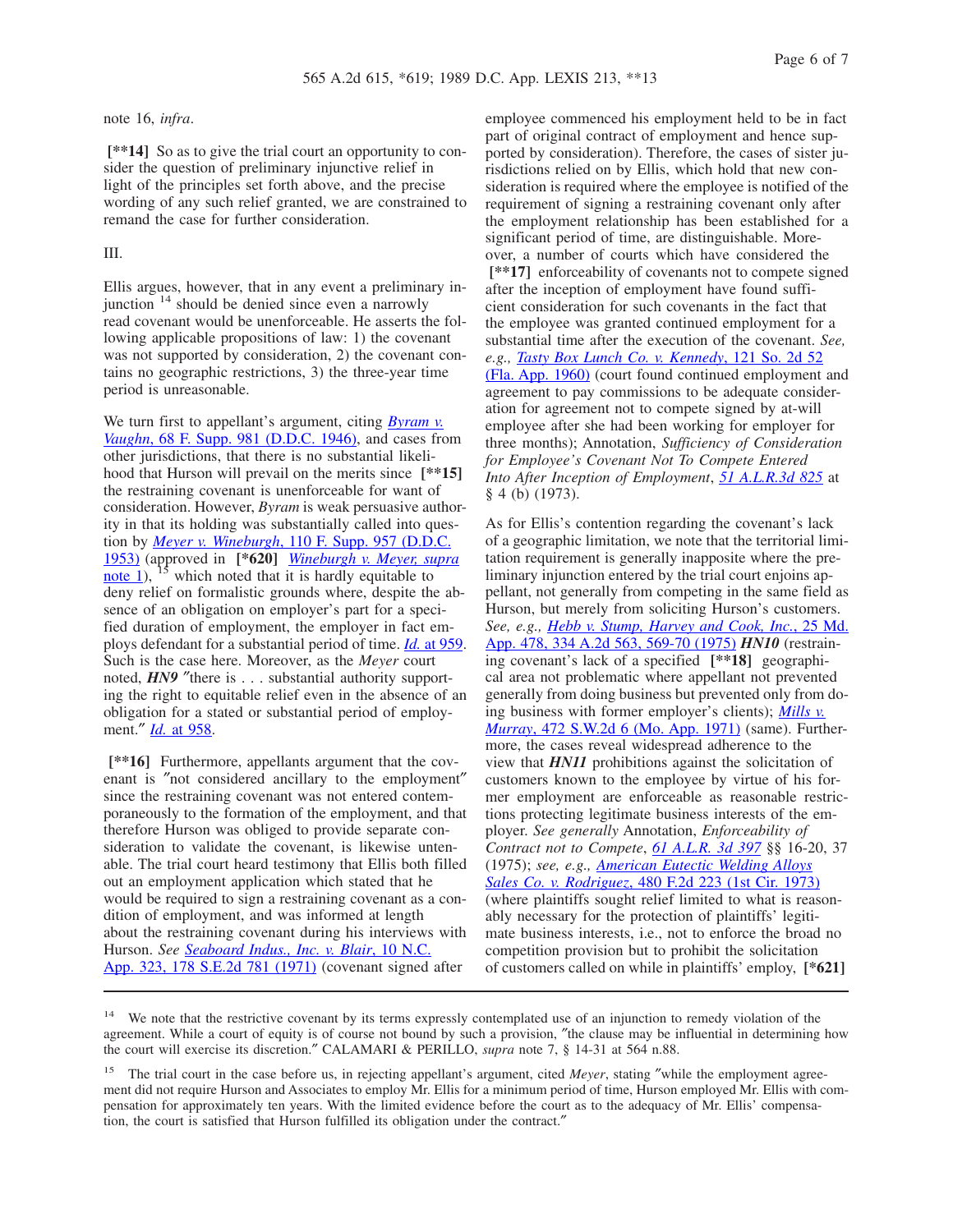note 16, *infra*.

**[\*\*14]** So as to give the trial court an opportunity to consider the question of preliminary injunctive relief in light of the principles set forth above, and the precise wording of any such relief granted, we are constrained to remand the case for further consideration.

III.

Ellis argues, however, that in any event a preliminary injunction [14] should be denied since even a narrowly read covenant would be unenforceable. He asserts the following applicable propositions of law: 1) the covenant was not supported by consideration, 2) the covenant contains no geographic restrictions, 3) the three-year time period is unreasonable.

We turn first to appellant's argument, citing *Byram v. Vaughn*, 68 F. Supp. 981 (D.D.C. 1946), and cases from other jurisdictions, that there is no substantial likelihood that Hurson will prevail on the merits since **[\*\*15]** the restraining covenant is unenforceable for want of consideration. However, *Byram* is weak persuasive authority in that its holding was substantially called into question by *Meyer v. Wineburgh*, 110 F. Supp. 957 (D.D.C. 1953) (approved in **[\*620]** *Wineburgh v. Meyer, supra* note 1), [15] which noted that it is hardly equitable to deny relief on formalistic grounds where, despite the absence of an obligation on employer's part for a specified duration of employment, the employer in fact employs defendant for a substantial period of time. *Id.* at 959. Such is the case here. Moreover, as the *Meyer* court noted, ***HN9*** "there is . . . substantial authority supporting the right to equitable relief even in the absence of an obligation for a stated or substantial period of employment." *Id.* at 958.

**[\*\*16]** Furthermore, appellants argument that the covenant is "not considered ancillary to the employment" since the restraining covenant was not entered contemporaneously to the formation of the employment, and that therefore Hurson was obliged to provide separate consideration to validate the covenant, is likewise untenable. The trial court heard testimony that Ellis both filled out an employment application which stated that he would be required to sign a restraining covenant as a condition of employment, and was informed at length about the restraining covenant during his interviews with Hurson. *See Seaboard Indus., Inc. v. Blair*, 10 N.C. App. 323, 178 S.E.2d 781 (1971) (covenant signed after employee commenced his employment held to be in fact part of original contract of employment and hence supported by consideration). Therefore, the cases of sister jurisdictions relied on by Ellis, which hold that new consideration is required where the employee is notified of the requirement of signing a restraining covenant only after the employment relationship has been established for a significant period of time, are distinguishable. Moreover, a number of courts which have considered the **[\*\*17]** enforceability of covenants not to compete signed after the inception of employment have found sufficient consideration for such covenants in the fact that the employee was granted continued employment for a substantial time after the execution of the covenant. *See, e.g., Tasty Box Lunch Co. v. Kennedy*, 121 So. 2d 52 (Fla. App. 1960) (court found continued employment and agreement to pay commissions to be adequate consideration for agreement not to compete signed by at-will employee after she had been working for employer for three months); Annotation, *Sufficiency of Consideration for Employee's Covenant Not To Compete Entered Into After Inception of Employment*, 51 A.L.R.3d 825 at § 4 (b) (1973).

As for Ellis's contention regarding the covenant's lack of a geographic limitation, we note that the territorial limitation requirement is generally inapposite where the preliminary injunction entered by the trial court enjoins appellant, not generally from competing in the same field as Hurson, but merely from soliciting Hurson's customers. *See, e.g., Hebb v. Stump, Harvey and Cook, Inc.*, 25 Md. App. 478, 334 A.2d 563, 569-70 (1975) ***HN10*** (restraining covenant's lack of a specified **[\*\*18]** geographical area not problematic where appellant not prevented generally from doing business but prevented only from doing business with former employer's clients); *Mills v. Murray*, 472 S.W.2d 6 (Mo. App. 1971) (same). Furthermore, the cases reveal widespread adherence to the view that ***HN11*** prohibitions against the solicitation of customers known to the employee by virtue of his former employment are enforceable as reasonable restrictions protecting legitimate business interests of the employer. *See generally* Annotation, *Enforceability of Contract not to Compete*, 61 A.L.R. 3d 397 §§ 16-20, 37 (1975); *see, e.g., American Eutectic Welding Alloys Sales Co. v. Rodriguez*, 480 F.2d 223 (1st Cir. 1973) (where plaintiffs sought relief limited to what is reasonably necessary for the protection of plaintiffs' legitimate business interests, i.e., not to enforce the broad no competition provision but to prohibit the solicitation of customers called on while in plaintiffs' employ, **[\*621]**

---

[14] We note that the restrictive covenant by its terms expressly contemplated use of an injunction to remedy violation of the agreement. While a court of equity is of course not bound by such a provision, "the clause may be influential in determining how the court will exercise its discretion." CALAMARI & PERILLO, *supra* note 7, § 14-31 at 564 n.88.

[15] The trial court in the case before us, in rejecting appellant's argument, cited *Meyer*, stating "while the employment agreement did not require Hurson and Associates to employ Mr. Ellis for a minimum period of time, Hurson employed Mr. Ellis with compensation for approximately ten years. With the limited evidence before the court as to the adequacy of Mr. Ellis' compensation, the court is satisfied that Hurson fulfilled its obligation under the contract."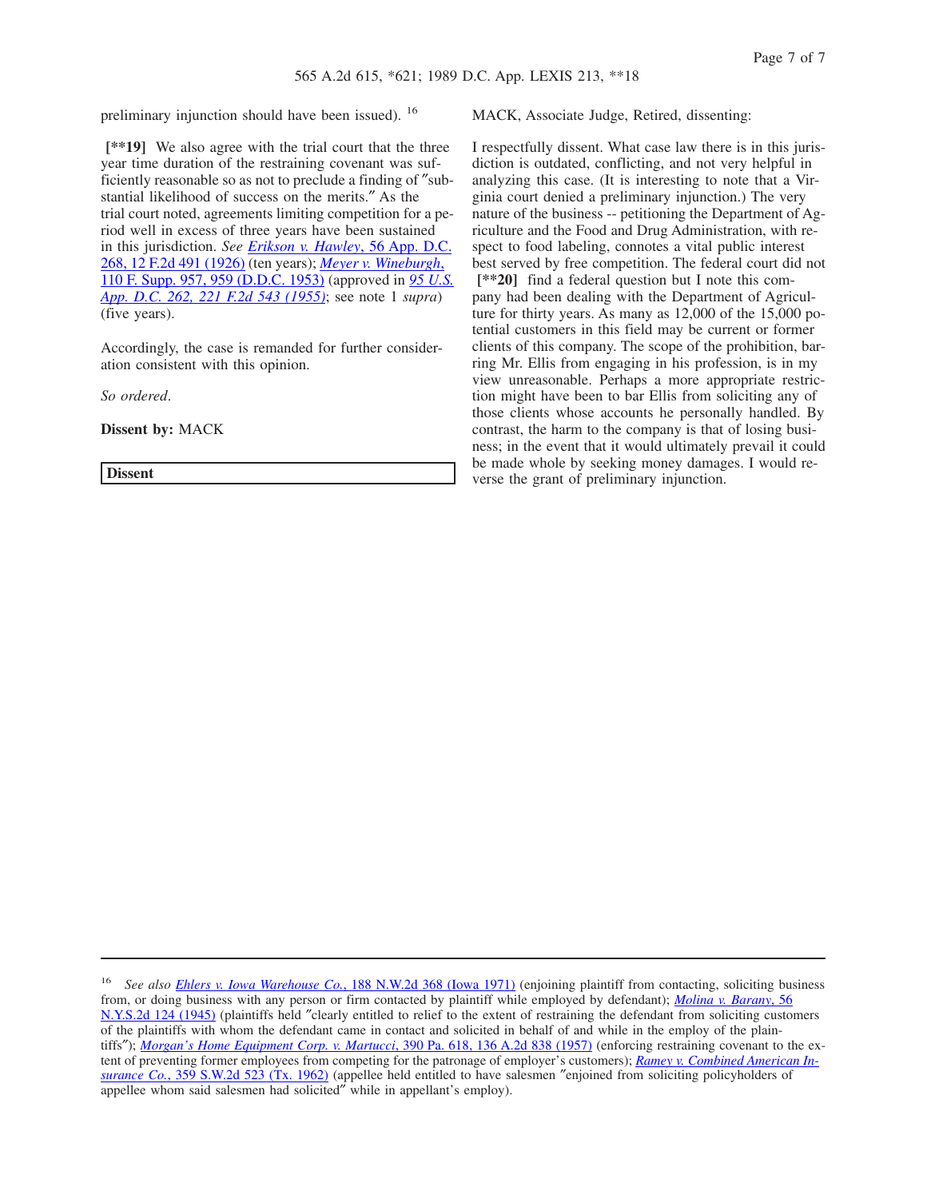preliminary injunction should have been issued). [16]

**[**19]** We also agree with the trial court that the three year time duration of the restraining covenant was sufficiently reasonable so as not to preclude a finding of "substantial likelihood of success on the merits." As the trial court noted, agreements limiting competition for a period well in excess of three years have been sustained in this jurisdiction. *See* *Erikson v. Hawley*, 56 App. D.C. 268, 12 F.2d 491 (1926) (ten years); *Meyer v. Wineburgh*, 110 F. Supp. 957, 959 (D.D.C. 1953) (approved in *95 U.S. App. D.C. 262, 221 F.2d 543 (1955)*; see note 1 *supra*) (five years).

Accordingly, the case is remanded for further consideration consistent with this opinion.

*So ordered*.

**Dissent by:** MACK

**Dissent**

MACK, Associate Judge, Retired, dissenting:

I respectfully dissent. What case law there is in this jurisdiction is outdated, conflicting, and not very helpful in analyzing this case. (It is interesting to note that a Virginia court denied a preliminary injunction.) The very nature of the business -- petitioning the Department of Agriculture and the Food and Drug Administration, with respect to food labeling, connotes a vital public interest best served by free competition. The federal court did not **[**20]** find a federal question but I note this company had been dealing with the Department of Agriculture for thirty years. As many as 12,000 of the 15,000 potential customers in this field may be current or former clients of this company. The scope of the prohibition, barring Mr. Ellis from engaging in his profession, is in my view unreasonable. Perhaps a more appropriate restriction might have been to bar Ellis from soliciting any of those clients whose accounts he personally handled. By contrast, the harm to the company is that of losing business; in the event that it would ultimately prevail it could be made whole by seeking money damages. I would reverse the grant of preliminary injunction.

---

[16] *See also* *Ehlers v. Iowa Warehouse Co.*, 188 N.W.2d 368 (Iowa 1971) (enjoining plaintiff from contacting, soliciting business from, or doing business with any person or firm contacted by plaintiff while employed by defendant); *Molina v. Barany*, 56 N.Y.S.2d 124 (1945) (plaintiffs held "clearly entitled to relief to the extent of restraining the defendant from soliciting customers of the plaintiffs with whom the defendant came in contact and solicited in behalf of and while in the employ of the plaintiffs"); *Morgan's Home Equipment Corp. v. Martucci*, 390 Pa. 618, 136 A.2d 838 (1957) (enforcing restraining covenant to the extent of preventing former employees from competing for the patronage of employer's customers); *Ramey v. Combined American Insurance Co.*, 359 S.W.2d 523 (Tx. 1962) (appellee held entitled to have salesmen "enjoined from soliciting policyholders of appellee whom said salesmen had solicited" while in appellant's employ).